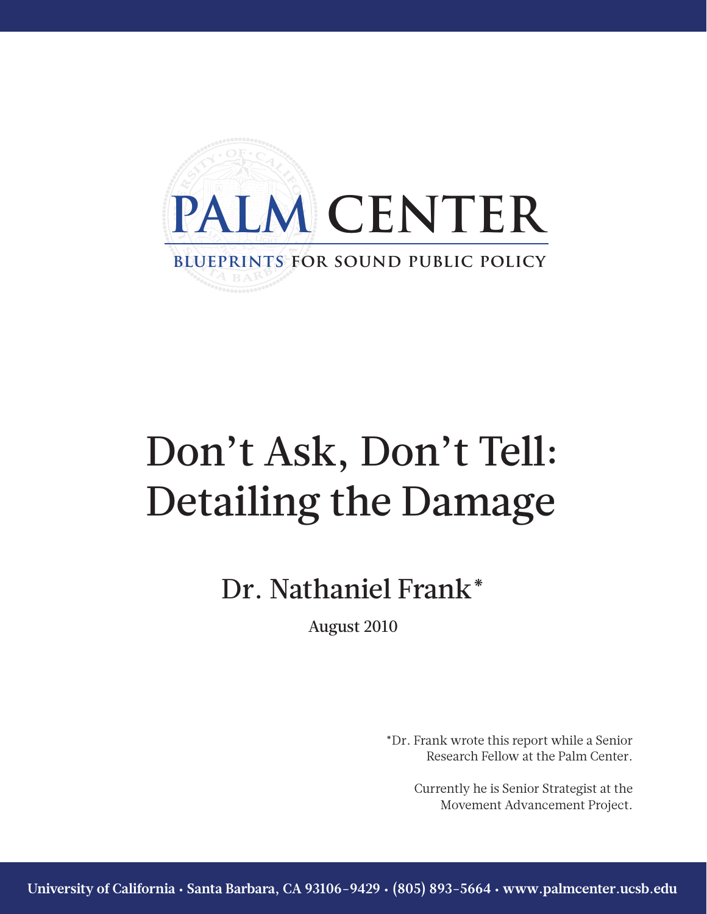PALM CENTER

BLUEPRINTS FOR SOUND PUBLIC POLICY

# Don't Ask, Don't Tell: Detailing the Damage

Dr. Nathaniel Frank*

August 2010

*Dr. Frank wrote this report while a Senior Research Fellow at the Palm Center.

Currently he is Senior Strategist at the Movement Advancement Project.

University of California • Santa Barbara, CA 93106-9429 • (805) 893-5664 • www.palmcenter.ucsb.edu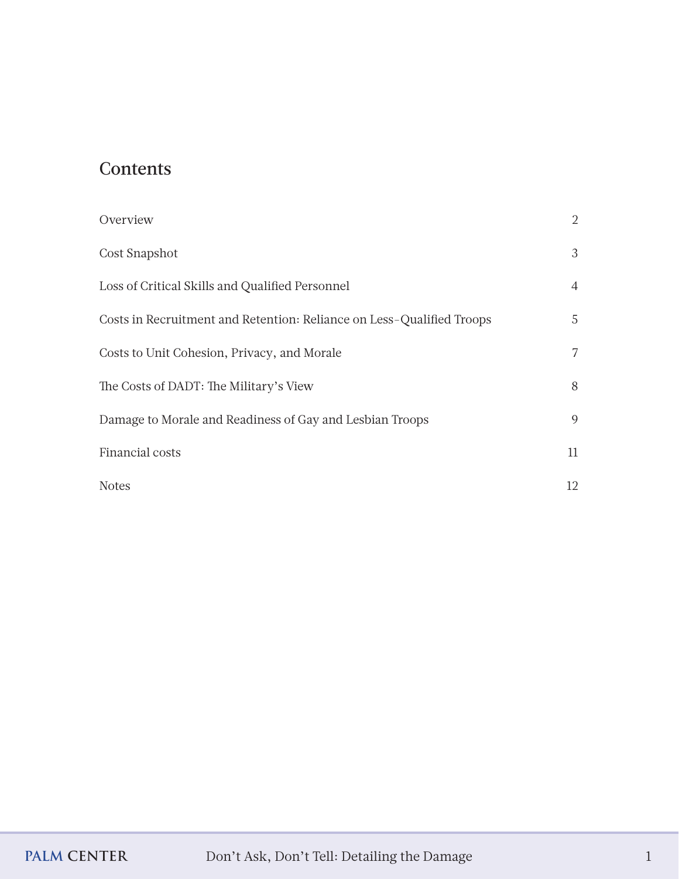## Contents

| | |
|---|---|
| Overview | 2 |
| Cost Snapshot | 3 |
| Loss of Critical Skills and Qualified Personnel | 4 |
| Costs in Recruitment and Retention: Reliance on Less-Qualified Troops | 5 |
| Costs to Unit Cohesion, Privacy, and Morale | 7 |
| The Costs of DADT: The Military's View | 8 |
| Damage to Morale and Readiness of Gay and Lesbian Troops | 9 |
| Financial costs | 11 |
| Notes | 12 |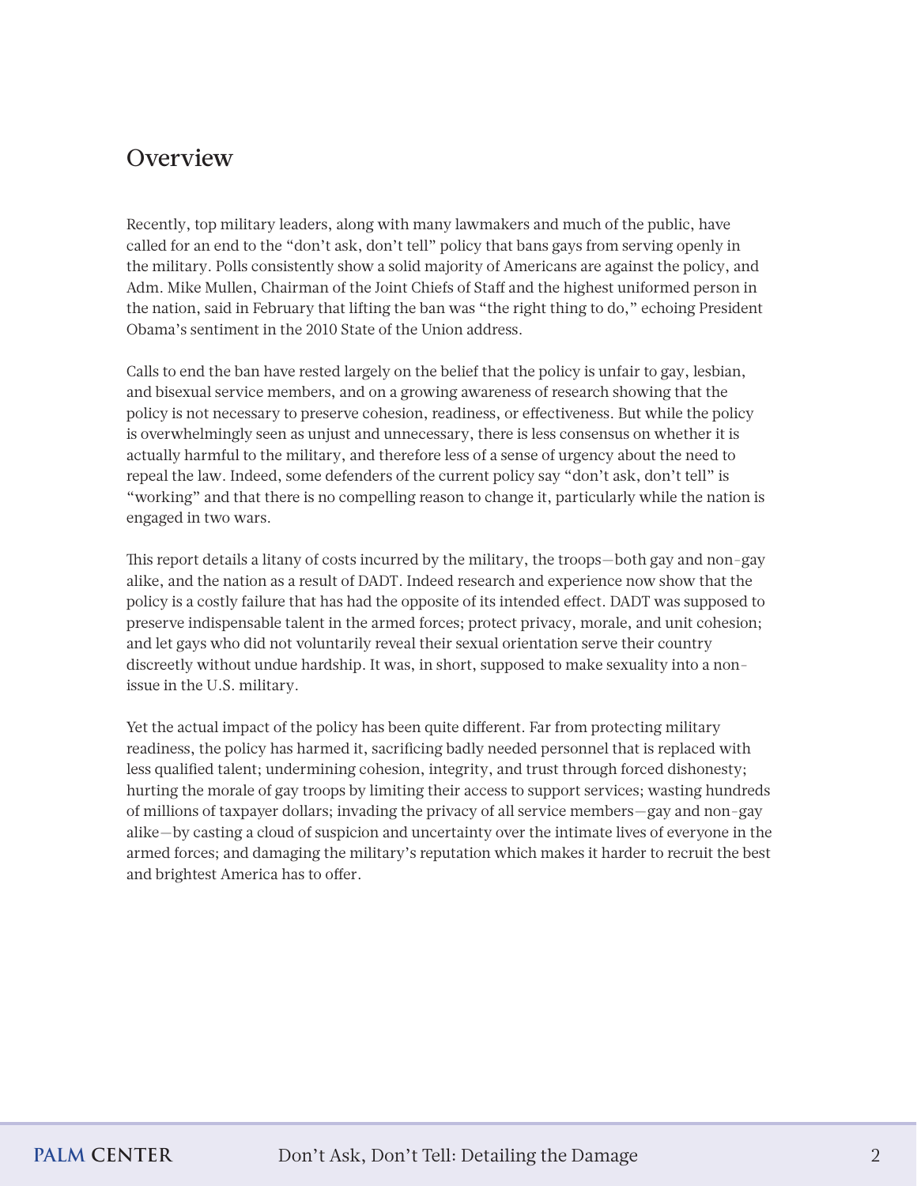## Overview

Recently, top military leaders, along with many lawmakers and much of the public, have called for an end to the "don't ask, don't tell" policy that bans gays from serving openly in the military. Polls consistently show a solid majority of Americans are against the policy, and Adm. Mike Mullen, Chairman of the Joint Chiefs of Staff and the highest uniformed person in the nation, said in February that lifting the ban was "the right thing to do," echoing President Obama's sentiment in the 2010 State of the Union address.

Calls to end the ban have rested largely on the belief that the policy is unfair to gay, lesbian, and bisexual service members, and on a growing awareness of research showing that the policy is not necessary to preserve cohesion, readiness, or effectiveness. But while the policy is overwhelmingly seen as unjust and unnecessary, there is less consensus on whether it is actually harmful to the military, and therefore less of a sense of urgency about the need to repeal the law. Indeed, some defenders of the current policy say "don't ask, don't tell" is "working" and that there is no compelling reason to change it, particularly while the nation is engaged in two wars.

This report details a litany of costs incurred by the military, the troops—both gay and non-gay alike, and the nation as a result of DADT. Indeed research and experience now show that the policy is a costly failure that has had the opposite of its intended effect. DADT was supposed to preserve indispensable talent in the armed forces; protect privacy, morale, and unit cohesion; and let gays who did not voluntarily reveal their sexual orientation serve their country discreetly without undue hardship. It was, in short, supposed to make sexuality into a non-issue in the U.S. military.

Yet the actual impact of the policy has been quite different. Far from protecting military readiness, the policy has harmed it, sacrificing badly needed personnel that is replaced with less qualified talent; undermining cohesion, integrity, and trust through forced dishonesty; hurting the morale of gay troops by limiting their access to support services; wasting hundreds of millions of taxpayer dollars; invading the privacy of all service members—gay and non-gay alike—by casting a cloud of suspicion and uncertainty over the intimate lives of everyone in the armed forces; and damaging the military's reputation which makes it harder to recruit the best and brightest America has to offer.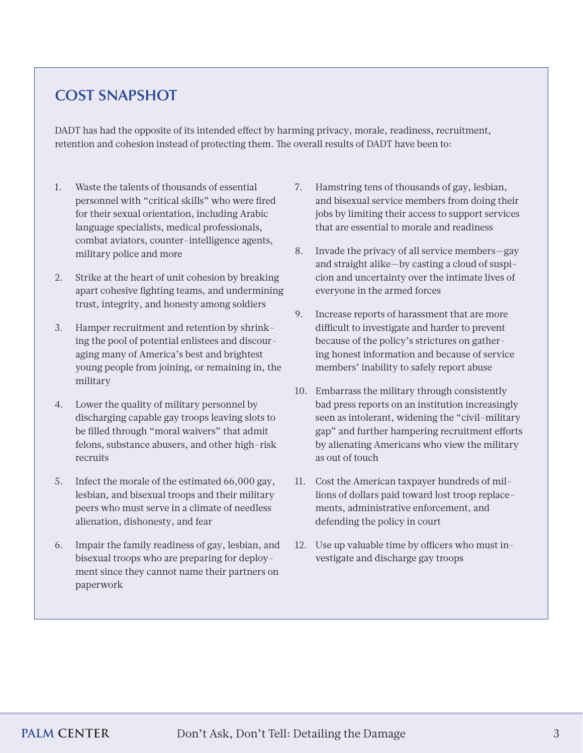## COST SNAPSHOT

DADT has had the opposite of its intended effect by harming privacy, morale, readiness, recruitment, retention and cohesion instead of protecting them. The overall results of DADT have been to:

1. Waste the talents of thousands of essential personnel with "critical skills" who were fired for their sexual orientation, including Arabic language specialists, medical professionals, combat aviators, counter-intelligence agents, military police and more
2. Strike at the heart of unit cohesion by breaking apart cohesive fighting teams, and undermining trust, integrity, and honesty among soldiers
3. Hamper recruitment and retention by shrinking the pool of potential enlistees and discouraging many of America's best and brightest young people from joining, or remaining in, the military
4. Lower the quality of military personnel by discharging capable gay troops leaving slots to be filled through "moral waivers" that admit felons, substance abusers, and other high-risk recruits
5. Infect the morale of the estimated 66,000 gay, lesbian, and bisexual troops and their military peers who must serve in a climate of needless alienation, dishonesty, and fear
6. Impair the family readiness of gay, lesbian, and bisexual troops who are preparing for deployment since they cannot name their partners on paperwork
7. Hamstring tens of thousands of gay, lesbian, and bisexual service members from doing their jobs by limiting their access to support services that are essential to morale and readiness
8. Invade the privacy of all service members—gay and straight alike—by casting a cloud of suspicion and uncertainty over the intimate lives of everyone in the armed forces
9. Increase reports of harassment that are more difficult to investigate and harder to prevent because of the policy's strictures on gathering honest information and because of service members' inability to safely report abuse
10. Embarrass the military through consistently bad press reports on an institution increasingly seen as intolerant, widening the "civil-military gap" and further hampering recruitment efforts by alienating Americans who view the military as out of touch
11. Cost the American taxpayer hundreds of millions of dollars paid toward lost troop replacements, administrative enforcement, and defending the policy in court
12. Use up valuable time by officers who must investigate and discharge gay troops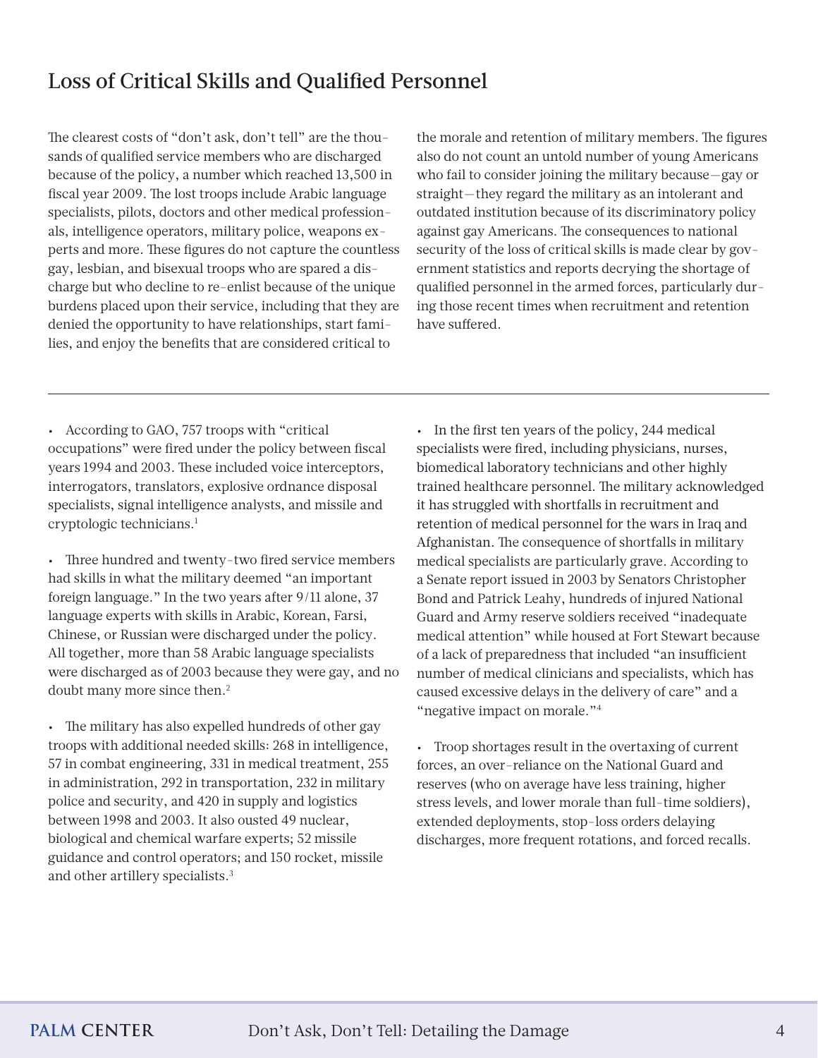## Loss of Critical Skills and Qualified Personnel

The clearest costs of "don't ask, don't tell" are the thousands of qualified service members who are discharged because of the policy, a number which reached 13,500 in fiscal year 2009. The lost troops include Arabic language specialists, pilots, doctors and other medical professionals, intelligence operators, military police, weapons experts and more. These figures do not capture the countless gay, lesbian, and bisexual troops who are spared a discharge but who decline to re-enlist because of the unique burdens placed upon their service, including that they are denied the opportunity to have relationships, start families, and enjoy the benefits that are considered critical to the morale and retention of military members. The figures also do not count an untold number of young Americans who fail to consider joining the military because—gay or straight—they regard the military as an intolerant and outdated institution because of its discriminatory policy against gay Americans. The consequences to national security of the loss of critical skills is made clear by government statistics and reports decrying the shortage of qualified personnel in the armed forces, particularly during those recent times when recruitment and retention have suffered.

---

- According to GAO, 757 troops with "critical occupations" were fired under the policy between fiscal years 1994 and 2003. These included voice interceptors, interrogators, translators, explosive ordnance disposal specialists, signal intelligence analysts, and missile and cryptologic technicians.[1]

- Three hundred and twenty-two fired service members had skills in what the military deemed "an important foreign language." In the two years after 9/11 alone, 37 language experts with skills in Arabic, Korean, Farsi, Chinese, or Russian were discharged under the policy. All together, more than 58 Arabic language specialists were discharged as of 2003 because they were gay, and no doubt many more since then.[2]

- The military has also expelled hundreds of other gay troops with additional needed skills: 268 in intelligence, 57 in combat engineering, 331 in medical treatment, 255 in administration, 292 in transportation, 232 in military police and security, and 420 in supply and logistics between 1998 and 2003. It also ousted 49 nuclear, biological and chemical warfare experts; 52 missile guidance and control operators; and 150 rocket, missile and other artillery specialists.[3]

- In the first ten years of the policy, 244 medical specialists were fired, including physicians, nurses, biomedical laboratory technicians and other highly trained healthcare personnel. The military acknowledged it has struggled with shortfalls in recruitment and retention of medical personnel for the wars in Iraq and Afghanistan. The consequence of shortfalls in military medical specialists are particularly grave. According to a Senate report issued in 2003 by Senators Christopher Bond and Patrick Leahy, hundreds of injured National Guard and Army reserve soldiers received "inadequate medical attention" while housed at Fort Stewart because of a lack of preparedness that included "an insufficient number of medical clinicians and specialists, which has caused excessive delays in the delivery of care" and a "negative impact on morale."[4]

- Troop shortages result in the overtaxing of current forces, an over-reliance on the National Guard and reserves (who on average have less training, higher stress levels, and lower morale than full-time soldiers), extended deployments, stop-loss orders delaying discharges, more frequent rotations, and forced recalls.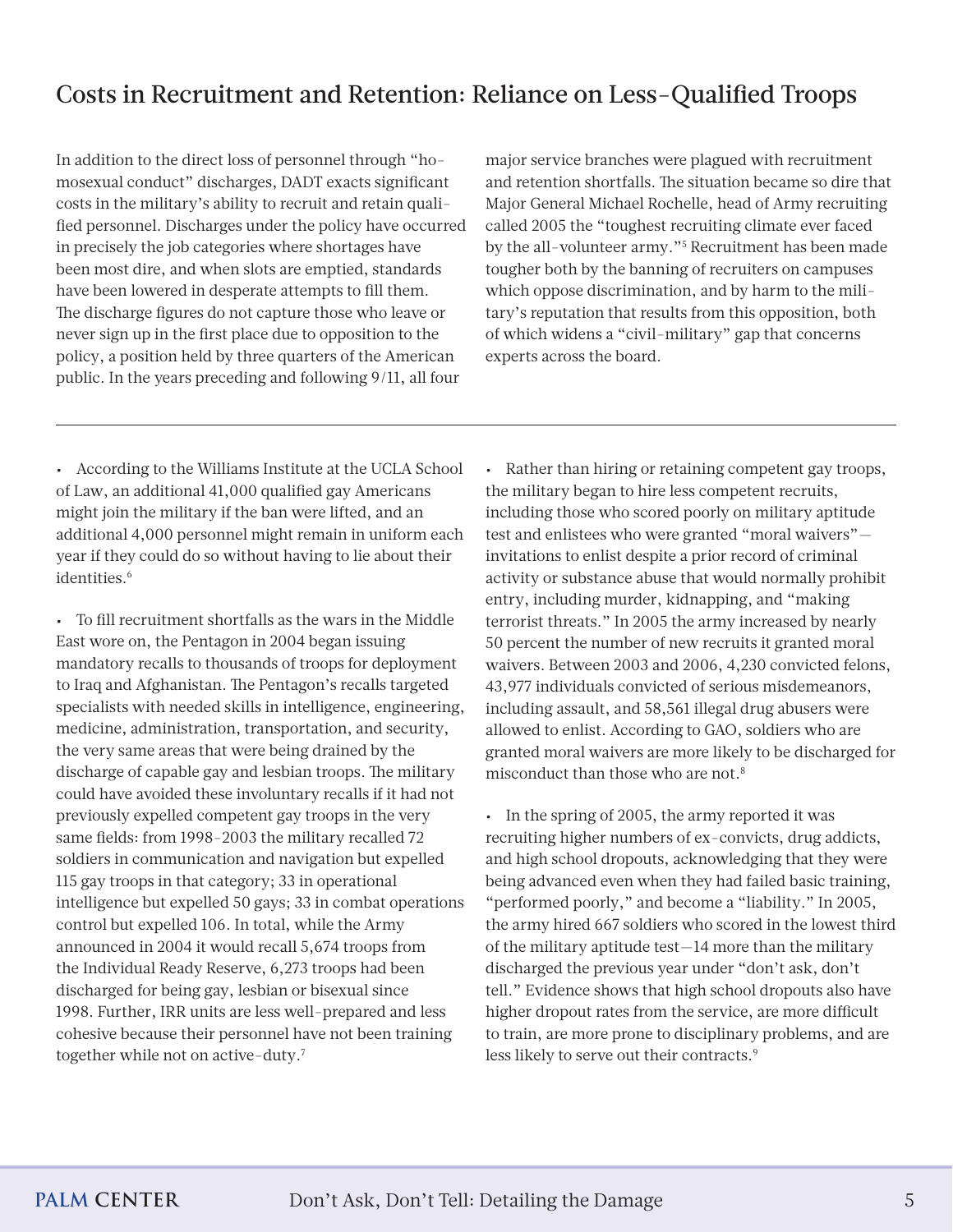## Costs in Recruitment and Retention: Reliance on Less-Qualified Troops

In addition to the direct loss of personnel through "homosexual conduct" discharges, DADT exacts significant costs in the military's ability to recruit and retain qualified personnel. Discharges under the policy have occurred in precisely the job categories where shortages have been most dire, and when slots are emptied, standards have been lowered in desperate attempts to fill them. The discharge figures do not capture those who leave or never sign up in the first place due to opposition to the policy, a position held by three quarters of the American public. In the years preceding and following 9/11, all four major service branches were plagued with recruitment and retention shortfalls. The situation became so dire that Major General Michael Rochelle, head of Army recruiting called 2005 the "toughest recruiting climate ever faced by the all-volunteer army."[5] Recruitment has been made tougher both by the banning of recruiters on campuses which oppose discrimination, and by harm to the military's reputation that results from this opposition, both of which widens a "civil-military" gap that concerns experts across the board.

- According to the Williams Institute at the UCLA School of Law, an additional 41,000 qualified gay Americans might join the military if the ban were lifted, and an additional 4,000 personnel might remain in uniform each year if they could do so without having to lie about their identities.[6]

- To fill recruitment shortfalls as the wars in the Middle East wore on, the Pentagon in 2004 began issuing mandatory recalls to thousands of troops for deployment to Iraq and Afghanistan. The Pentagon's recalls targeted specialists with needed skills in intelligence, engineering, medicine, administration, transportation, and security, the very same areas that were being drained by the discharge of capable gay and lesbian troops. The military could have avoided these involuntary recalls if it had not previously expelled competent gay troops in the very same fields: from 1998-2003 the military recalled 72 soldiers in communication and navigation but expelled 115 gay troops in that category; 33 in operational intelligence but expelled 50 gays; 33 in combat operations control but expelled 106. In total, while the Army announced in 2004 it would recall 5,674 troops from the Individual Ready Reserve, 6,273 troops had been discharged for being gay, lesbian or bisexual since 1998. Further, IRR units are less well-prepared and less cohesive because their personnel have not been training together while not on active-duty.[7]

- Rather than hiring or retaining competent gay troops, the military began to hire less competent recruits, including those who scored poorly on military aptitude test and enlistees who were granted "moral waivers"—invitations to enlist despite a prior record of criminal activity or substance abuse that would normally prohibit entry, including murder, kidnapping, and "making terrorist threats." In 2005 the army increased by nearly 50 percent the number of new recruits it granted moral waivers. Between 2003 and 2006, 4,230 convicted felons, 43,977 individuals convicted of serious misdemeanors, including assault, and 58,561 illegal drug abusers were allowed to enlist. According to GAO, soldiers who are granted moral waivers are more likely to be discharged for misconduct than those who are not.[8]

- In the spring of 2005, the army reported it was recruiting higher numbers of ex-convicts, drug addicts, and high school dropouts, acknowledging that they were being advanced even when they had failed basic training, "performed poorly," and become a "liability." In 2005, the army hired 667 soldiers who scored in the lowest third of the military aptitude test—14 more than the military discharged the previous year under "don't ask, don't tell." Evidence shows that high school dropouts also have higher dropout rates from the service, are more difficult to train, are more prone to disciplinary problems, and are less likely to serve out their contracts.[9]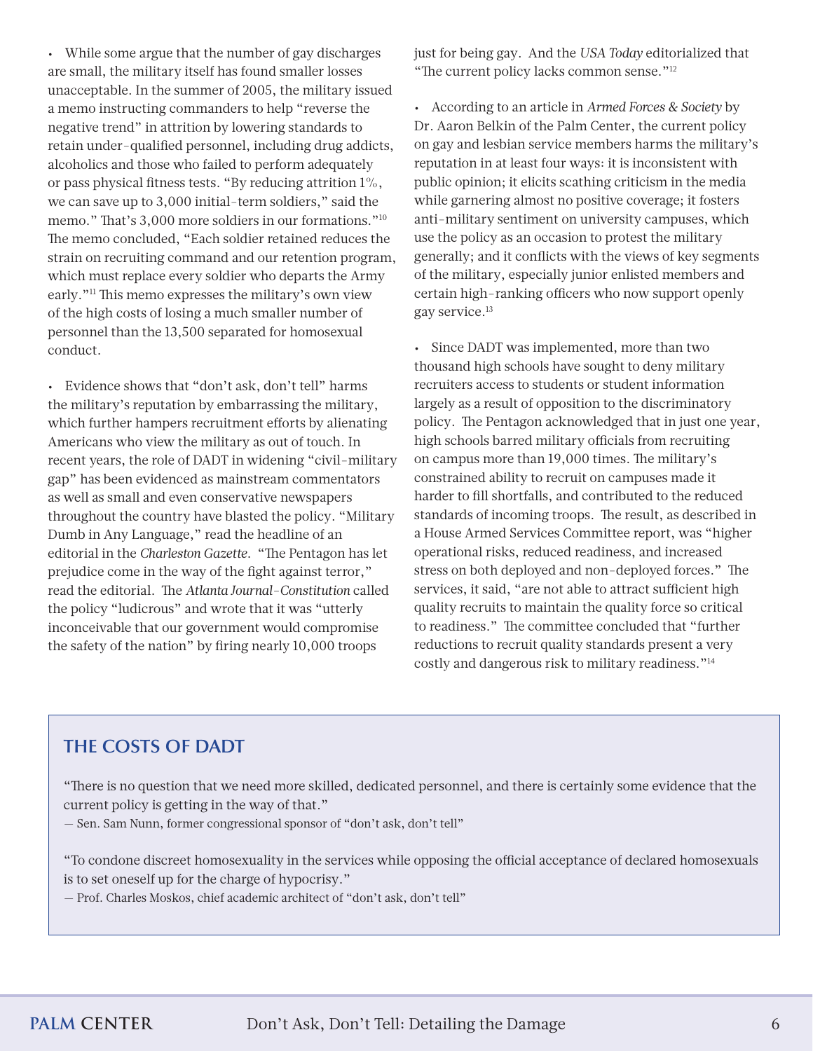- While some argue that the number of gay discharges are small, the military itself has found smaller losses unacceptable. In the summer of 2005, the military issued a memo instructing commanders to help "reverse the negative trend" in attrition by lowering standards to retain under-qualified personnel, including drug addicts, alcoholics and those who failed to perform adequately or pass physical fitness tests. "By reducing attrition 1%, we can save up to 3,000 initial-term soldiers," said the memo." That's 3,000 more soldiers in our formations."[10] The memo concluded, "Each soldier retained reduces the strain on recruiting command and our retention program, which must replace every soldier who departs the Army early."[11] This memo expresses the military's own view of the high costs of losing a much smaller number of personnel than the 13,500 separated for homosexual conduct.

- Evidence shows that "don't ask, don't tell" harms the military's reputation by embarrassing the military, which further hampers recruitment efforts by alienating Americans who view the military as out of touch. In recent years, the role of DADT in widening "civil-military gap" has been evidenced as mainstream commentators as well as small and even conservative newspapers throughout the country have blasted the policy. "Military Dumb in Any Language," read the headline of an editorial in the *Charleston Gazette*. "The Pentagon has let prejudice come in the way of the fight against terror," read the editorial. The *Atlanta Journal-Constitution* called the policy "ludicrous" and wrote that it was "utterly inconceivable that our government would compromise the safety of the nation" by firing nearly 10,000 troops just for being gay. And the *USA Today* editorialized that "The current policy lacks common sense."[12]

- According to an article in *Armed Forces & Society* by Dr. Aaron Belkin of the Palm Center, the current policy on gay and lesbian service members harms the military's reputation in at least four ways: it is inconsistent with public opinion; it elicits scathing criticism in the media while garnering almost no positive coverage; it fosters anti-military sentiment on university campuses, which use the policy as an occasion to protest the military generally; and it conflicts with the views of key segments of the military, especially junior enlisted members and certain high-ranking officers who now support openly gay service.[13]

- Since DADT was implemented, more than two thousand high schools have sought to deny military recruiters access to students or student information largely as a result of opposition to the discriminatory policy. The Pentagon acknowledged that in just one year, high schools barred military officials from recruiting on campus more than 19,000 times. The military's constrained ability to recruit on campuses made it harder to fill shortfalls, and contributed to the reduced standards of incoming troops. The result, as described in a House Armed Services Committee report, was "higher operational risks, reduced readiness, and increased stress on both deployed and non-deployed forces." The services, it said, "are not able to attract sufficient high quality recruits to maintain the quality force so critical to readiness." The committee concluded that "further reductions to recruit quality standards present a very costly and dangerous risk to military readiness."[14]

## THE COSTS OF DADT

"There is no question that we need more skilled, dedicated personnel, and there is certainly some evidence that the current policy is getting in the way of that."
— Sen. Sam Nunn, former congressional sponsor of "don't ask, don't tell"

"To condone discreet homosexuality in the services while opposing the official acceptance of declared homosexuals is to set oneself up for the charge of hypocrisy."
— Prof. Charles Moskos, chief academic architect of "don't ask, don't tell"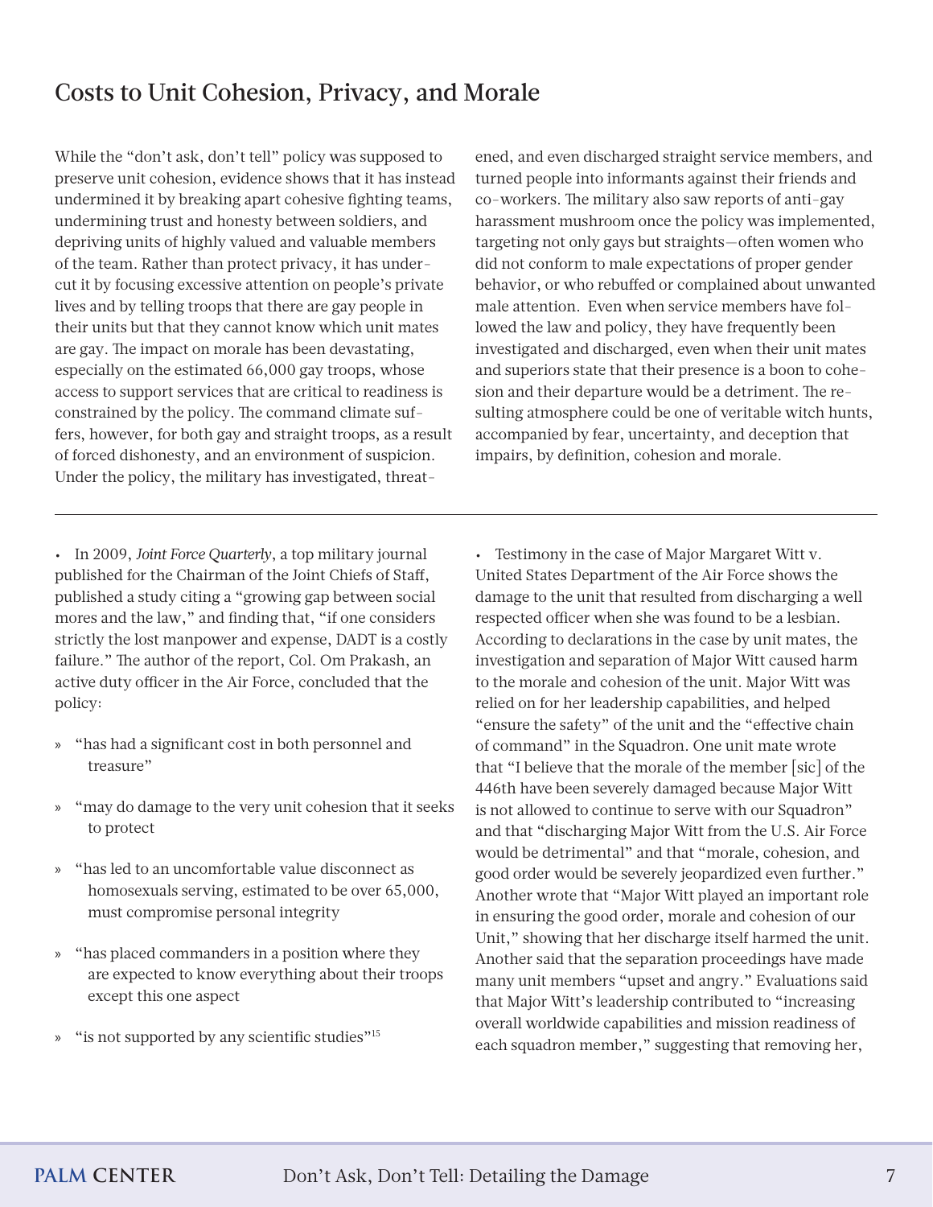## Costs to Unit Cohesion, Privacy, and Morale

While the "don't ask, don't tell" policy was supposed to preserve unit cohesion, evidence shows that it has instead undermined it by breaking apart cohesive fighting teams, undermining trust and honesty between soldiers, and depriving units of highly valued and valuable members of the team. Rather than protect privacy, it has undercut it by focusing excessive attention on people's private lives and by telling troops that there are gay people in their units but that they cannot know which unit mates are gay. The impact on morale has been devastating, especially on the estimated 66,000 gay troops, whose access to support services that are critical to readiness is constrained by the policy. The command climate suffers, however, for both gay and straight troops, as a result of forced dishonesty, and an environment of suspicion. Under the policy, the military has investigated, threatened, and even discharged straight service members, and turned people into informants against their friends and co-workers. The military also saw reports of anti-gay harassment mushroom once the policy was implemented, targeting not only gays but straights—often women who did not conform to male expectations of proper gender behavior, or who rebuffed or complained about unwanted male attention. Even when service members have followed the law and policy, they have frequently been investigated and discharged, even when their unit mates and superiors state that their presence is a boon to cohesion and their departure would be a detriment. The resulting atmosphere could be one of veritable witch hunts, accompanied by fear, uncertainty, and deception that impairs, by definition, cohesion and morale.

---

- In 2009, *Joint Force Quarterly*, a top military journal published for the Chairman of the Joint Chiefs of Staff, published a study citing a "growing gap between social mores and the law," and finding that, "if one considers strictly the lost manpower and expense, DADT is a costly failure." The author of the report, Col. Om Prakash, an active duty officer in the Air Force, concluded that the policy:
  - "has had a significant cost in both personnel and treasure"
  - "may do damage to the very unit cohesion that it seeks to protect
  - "has led to an uncomfortable value disconnect as homosexuals serving, estimated to be over 65,000, must compromise personal integrity
  - "has placed commanders in a position where they are expected to know everything about their troops except this one aspect
  - "is not supported by any scientific studies"[15]

- Testimony in the case of Major Margaret Witt v. United States Department of the Air Force shows the damage to the unit that resulted from discharging a well respected officer when she was found to be a lesbian. According to declarations in the case by unit mates, the investigation and separation of Major Witt caused harm to the morale and cohesion of the unit. Major Witt was relied on for her leadership capabilities, and helped "ensure the safety" of the unit and the "effective chain of command" in the Squadron. One unit mate wrote that "I believe that the morale of the member [sic] of the 446th have been severely damaged because Major Witt is not allowed to continue to serve with our Squadron" and that "discharging Major Witt from the U.S. Air Force would be detrimental" and that "morale, cohesion, and good order would be severely jeopardized even further." Another wrote that "Major Witt played an important role in ensuring the good order, morale and cohesion of our Unit," showing that her discharge itself harmed the unit. Another said that the separation proceedings have made many unit members "upset and angry." Evaluations said that Major Witt's leadership contributed to "increasing overall worldwide capabilities and mission readiness of each squadron member," suggesting that removing her,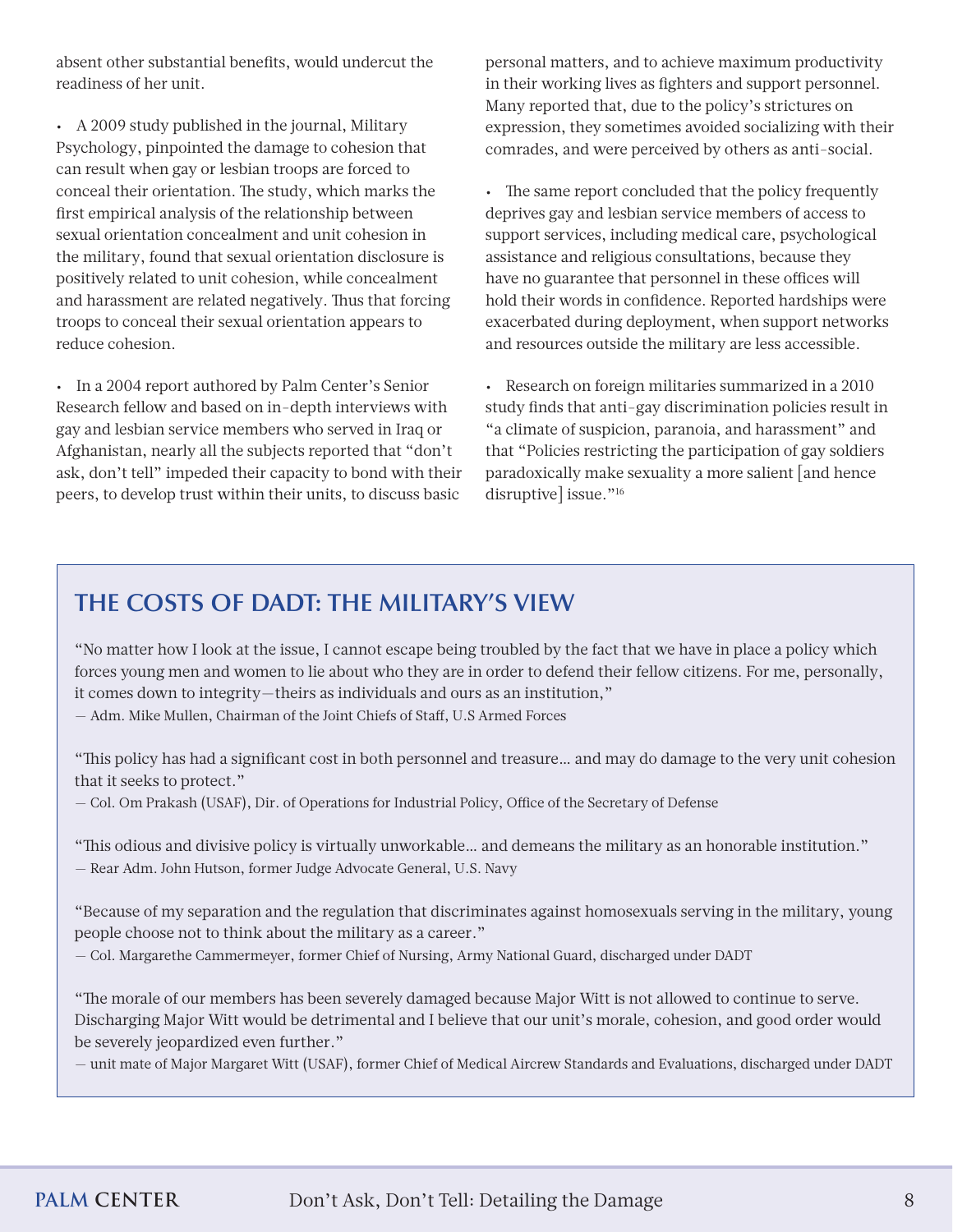absent other substantial benefits, would undercut the readiness of her unit.

- A 2009 study published in the journal, Military Psychology, pinpointed the damage to cohesion that can result when gay or lesbian troops are forced to conceal their orientation. The study, which marks the first empirical analysis of the relationship between sexual orientation concealment and unit cohesion in the military, found that sexual orientation disclosure is positively related to unit cohesion, while concealment and harassment are related negatively. Thus that forcing troops to conceal their sexual orientation appears to reduce cohesion.

- In a 2004 report authored by Palm Center's Senior Research fellow and based on in-depth interviews with gay and lesbian service members who served in Iraq or Afghanistan, nearly all the subjects reported that "don't ask, don't tell" impeded their capacity to bond with their peers, to develop trust within their units, to discuss basic personal matters, and to achieve maximum productivity in their working lives as fighters and support personnel. Many reported that, due to the policy's strictures on expression, they sometimes avoided socializing with their comrades, and were perceived by others as anti-social.

- The same report concluded that the policy frequently deprives gay and lesbian service members of access to support services, including medical care, psychological assistance and religious consultations, because they have no guarantee that personnel in these offices will hold their words in confidence. Reported hardships were exacerbated during deployment, when support networks and resources outside the military are less accessible.

- Research on foreign militaries summarized in a 2010 study finds that anti-gay discrimination policies result in "a climate of suspicion, paranoia, and harassment" and that "Policies restricting the participation of gay soldiers paradoxically make sexuality a more salient [and hence disruptive] issue."[16]

## THE COSTS OF DADT: THE MILITARY'S VIEW

"No matter how I look at the issue, I cannot escape being troubled by the fact that we have in place a policy which forces young men and women to lie about who they are in order to defend their fellow citizens. For me, personally, it comes down to integrity—theirs as individuals and ours as an institution,"
— Adm. Mike Mullen, Chairman of the Joint Chiefs of Staff, U.S Armed Forces

"This policy has had a significant cost in both personnel and treasure… and may do damage to the very unit cohesion that it seeks to protect."
— Col. Om Prakash (USAF), Dir. of Operations for Industrial Policy, Office of the Secretary of Defense

"This odious and divisive policy is virtually unworkable… and demeans the military as an honorable institution."
— Rear Adm. John Hutson, former Judge Advocate General, U.S. Navy

"Because of my separation and the regulation that discriminates against homosexuals serving in the military, young people choose not to think about the military as a career."
— Col. Margarethe Cammermeyer, former Chief of Nursing, Army National Guard, discharged under DADT

"The morale of our members has been severely damaged because Major Witt is not allowed to continue to serve. Discharging Major Witt would be detrimental and I believe that our unit's morale, cohesion, and good order would be severely jeopardized even further."
— unit mate of Major Margaret Witt (USAF), former Chief of Medical Aircrew Standards and Evaluations, discharged under DADT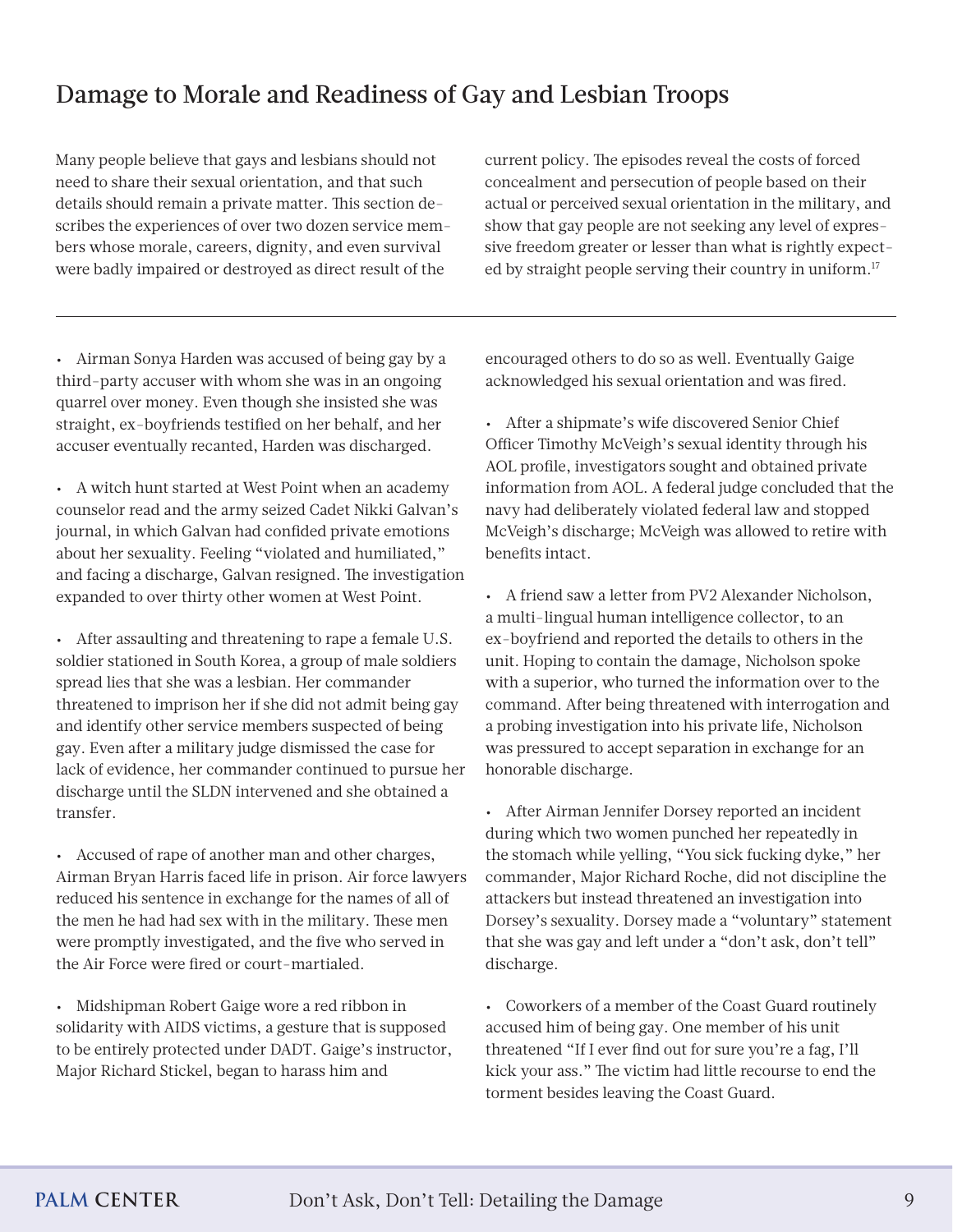## Damage to Morale and Readiness of Gay and Lesbian Troops

Many people believe that gays and lesbians should not need to share their sexual orientation, and that such details should remain a private matter. This section describes the experiences of over two dozen service members whose morale, careers, dignity, and even survival were badly impaired or destroyed as direct result of the current policy. The episodes reveal the costs of forced concealment and persecution of people based on their actual or perceived sexual orientation in the military, and show that gay people are not seeking any level of expressive freedom greater or lesser than what is rightly expected by straight people serving their country in uniform.[17]

---

- Airman Sonya Harden was accused of being gay by a third-party accuser with whom she was in an ongoing quarrel over money. Even though she insisted she was straight, ex-boyfriends testified on her behalf, and her accuser eventually recanted, Harden was discharged.

- A witch hunt started at West Point when an academy counselor read and the army seized Cadet Nikki Galvan's journal, in which Galvan had confided private emotions about her sexuality. Feeling "violated and humiliated," and facing a discharge, Galvan resigned. The investigation expanded to over thirty other women at West Point.

- After assaulting and threatening to rape a female U.S. soldier stationed in South Korea, a group of male soldiers spread lies that she was a lesbian. Her commander threatened to imprison her if she did not admit being gay and identify other service members suspected of being gay. Even after a military judge dismissed the case for lack of evidence, her commander continued to pursue her discharge until the SLDN intervened and she obtained a transfer.

- Accused of rape of another man and other charges, Airman Bryan Harris faced life in prison. Air force lawyers reduced his sentence in exchange for the names of all of the men he had had sex with in the military. These men were promptly investigated, and the five who served in the Air Force were fired or court-martialed.

- Midshipman Robert Gaige wore a red ribbon in solidarity with AIDS victims, a gesture that is supposed to be entirely protected under DADT. Gaige's instructor, Major Richard Stickel, began to harass him and encouraged others to do so as well. Eventually Gaige acknowledged his sexual orientation and was fired.

- After a shipmate's wife discovered Senior Chief Officer Timothy McVeigh's sexual identity through his AOL profile, investigators sought and obtained private information from AOL. A federal judge concluded that the navy had deliberately violated federal law and stopped McVeigh's discharge; McVeigh was allowed to retire with benefits intact.

- A friend saw a letter from PV2 Alexander Nicholson, a multi-lingual human intelligence collector, to an ex-boyfriend and reported the details to others in the unit. Hoping to contain the damage, Nicholson spoke with a superior, who turned the information over to the command. After being threatened with interrogation and a probing investigation into his private life, Nicholson was pressured to accept separation in exchange for an honorable discharge.

- After Airman Jennifer Dorsey reported an incident during which two women punched her repeatedly in the stomach while yelling, "You sick fucking dyke," her commander, Major Richard Roche, did not discipline the attackers but instead threatened an investigation into Dorsey's sexuality. Dorsey made a "voluntary" statement that she was gay and left under a "don't ask, don't tell" discharge.

- Coworkers of a member of the Coast Guard routinely accused him of being gay. One member of his unit threatened "If I ever find out for sure you're a fag, I'll kick your ass." The victim had little recourse to end the torment besides leaving the Coast Guard.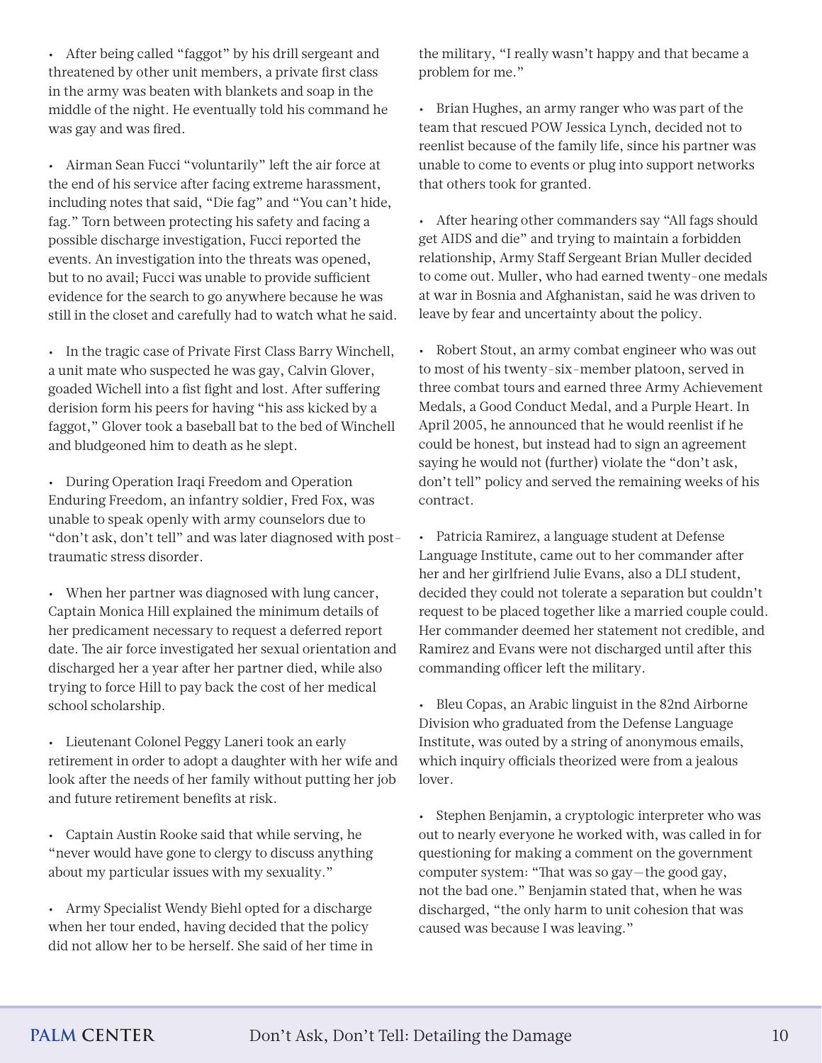- After being called "faggot" by his drill sergeant and threatened by other unit members, a private first class in the army was beaten with blankets and soap in the middle of the night. He eventually told his command he was gay and was fired.

- Airman Sean Fucci "voluntarily" left the air force at the end of his service after facing extreme harassment, including notes that said, "Die fag" and "You can't hide, fag." Torn between protecting his safety and facing a possible discharge investigation, Fucci reported the events. An investigation into the threats was opened, but to no avail; Fucci was unable to provide sufficient evidence for the search to go anywhere because he was still in the closet and carefully had to watch what he said.

- In the tragic case of Private First Class Barry Winchell, a unit mate who suspected he was gay, Calvin Glover, goaded Wichell into a fist fight and lost. After suffering derision form his peers for having "his ass kicked by a faggot," Glover took a baseball bat to the bed of Winchell and bludgeoned him to death as he slept.

- During Operation Iraqi Freedom and Operation Enduring Freedom, an infantry soldier, Fred Fox, was unable to speak openly with army counselors due to "don't ask, don't tell" and was later diagnosed with post-traumatic stress disorder.

- When her partner was diagnosed with lung cancer, Captain Monica Hill explained the minimum details of her predicament necessary to request a deferred report date. The air force investigated her sexual orientation and discharged her a year after her partner died, while also trying to force Hill to pay back the cost of her medical school scholarship.

- Lieutenant Colonel Peggy Laneri took an early retirement in order to adopt a daughter with her wife and look after the needs of her family without putting her job and future retirement benefits at risk.

- Captain Austin Rooke said that while serving, he "never would have gone to clergy to discuss anything about my particular issues with my sexuality."

- Army Specialist Wendy Biehl opted for a discharge when her tour ended, having decided that the policy did not allow her to be herself. She said of her time in the military, "I really wasn't happy and that became a problem for me."

- Brian Hughes, an army ranger who was part of the team that rescued POW Jessica Lynch, decided not to reenlist because of the family life, since his partner was unable to come to events or plug into support networks that others took for granted.

- After hearing other commanders say "All fags should get AIDS and die" and trying to maintain a forbidden relationship, Army Staff Sergeant Brian Muller decided to come out. Muller, who had earned twenty-one medals at war in Bosnia and Afghanistan, said he was driven to leave by fear and uncertainty about the policy.

- Robert Stout, an army combat engineer who was out to most of his twenty-six-member platoon, served in three combat tours and earned three Army Achievement Medals, a Good Conduct Medal, and a Purple Heart. In April 2005, he announced that he would reenlist if he could be honest, but instead had to sign an agreement saying he would not (further) violate the "don't ask, don't tell" policy and served the remaining weeks of his contract.

- Patricia Ramirez, a language student at Defense Language Institute, came out to her commander after her and her girlfriend Julie Evans, also a DLI student, decided they could not tolerate a separation but couldn't request to be placed together like a married couple could. Her commander deemed her statement not credible, and Ramirez and Evans were not discharged until after this commanding officer left the military.

- Bleu Copas, an Arabic linguist in the 82nd Airborne Division who graduated from the Defense Language Institute, was outed by a string of anonymous emails, which inquiry officials theorized were from a jealous lover.

- Stephen Benjamin, a cryptologic interpreter who was out to nearly everyone he worked with, was called in for questioning for making a comment on the government computer system: "That was so gay—the good gay, not the bad one." Benjamin stated that, when he was discharged, "the only harm to unit cohesion that was caused was because I was leaving."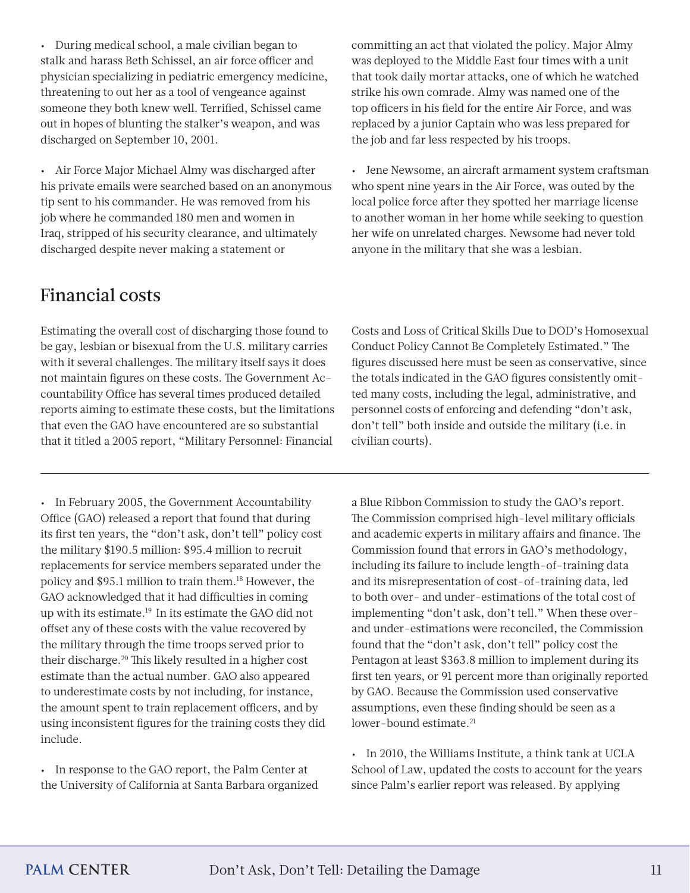- During medical school, a male civilian began to stalk and harass Beth Schissel, an air force officer and physician specializing in pediatric emergency medicine, threatening to out her as a tool of vengeance against someone they both knew well. Terrified, Schissel came out in hopes of blunting the stalker's weapon, and was discharged on September 10, 2001.

- Air Force Major Michael Almy was discharged after his private emails were searched based on an anonymous tip sent to his commander. He was removed from his job where he commanded 180 men and women in Iraq, stripped of his security clearance, and ultimately discharged despite never making a statement or committing an act that violated the policy. Major Almy was deployed to the Middle East four times with a unit that took daily mortar attacks, one of which he watched strike his own comrade. Almy was named one of the top officers in his field for the entire Air Force, and was replaced by a junior Captain who was less prepared for the job and far less respected by his troops.

- Jene Newsome, an aircraft armament system craftsman who spent nine years in the Air Force, was outed by the local police force after they spotted her marriage license to another woman in her home while seeking to question her wife on unrelated charges. Newsome had never told anyone in the military that she was a lesbian.

## Financial costs

Estimating the overall cost of discharging those found to be gay, lesbian or bisexual from the U.S. military carries with it several challenges. The military itself says it does not maintain figures on these costs. The Government Accountability Office has several times produced detailed reports aiming to estimate these costs, but the limitations that even the GAO have encountered are so substantial that it titled a 2005 report, "Military Personnel: Financial Costs and Loss of Critical Skills Due to DOD's Homosexual Conduct Policy Cannot Be Completely Estimated." The figures discussed here must be seen as conservative, since the totals indicated in the GAO figures consistently omitted many costs, including the legal, administrative, and personnel costs of enforcing and defending "don't ask, don't tell" both inside and outside the military (i.e. in civilian courts).

---

- In February 2005, the Government Accountability Office (GAO) released a report that found that during its first ten years, the "don't ask, don't tell" policy cost the military \$190.5 million: \$95.4 million to recruit replacements for service members separated under the policy and \$95.1 million to train them.[18] However, the GAO acknowledged that it had difficulties in coming up with its estimate.[19] In its estimate the GAO did not offset any of these costs with the value recovered by the military through the time troops served prior to their discharge.[20] This likely resulted in a higher cost estimate than the actual number. GAO also appeared to underestimate costs by not including, for instance, the amount spent to train replacement officers, and by using inconsistent figures for the training costs they did include.

- In response to the GAO report, the Palm Center at the University of California at Santa Barbara organized a Blue Ribbon Commission to study the GAO's report. The Commission comprised high-level military officials and academic experts in military affairs and finance. The Commission found that errors in GAO's methodology, including its failure to include length-of-training data and its misrepresentation of cost-of-training data, led to both over- and under-estimations of the total cost of implementing "don't ask, don't tell." When these over- and under-estimations were reconciled, the Commission found that the "don't ask, don't tell" policy cost the Pentagon at least \$363.8 million to implement during its first ten years, or 91 percent more than originally reported by GAO. Because the Commission used conservative assumptions, even these finding should be seen as a lower-bound estimate.[21]

- In 2010, the Williams Institute, a think tank at UCLA School of Law, updated the costs to account for the years since Palm's earlier report was released. By applying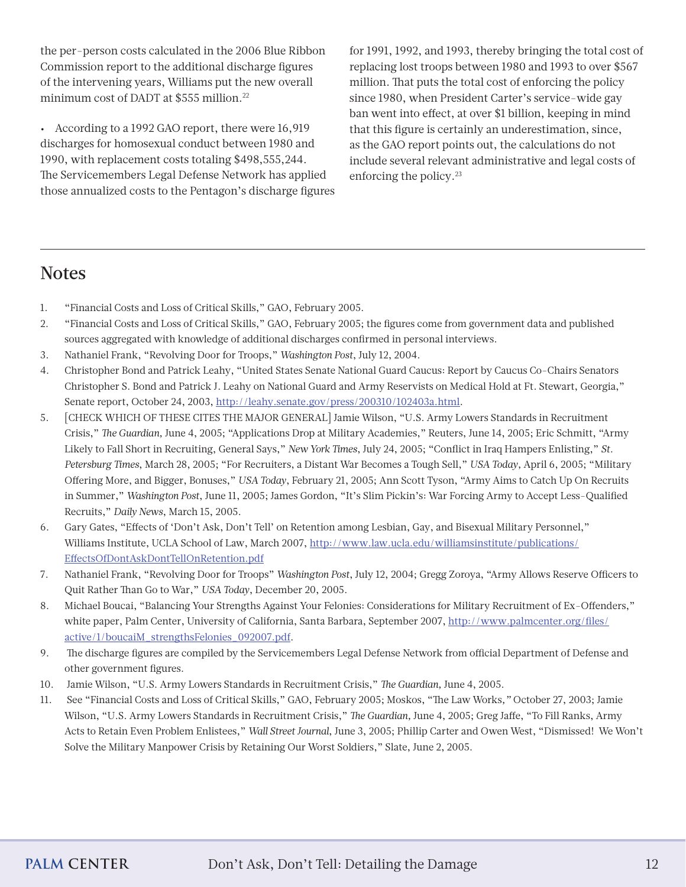the per-person costs calculated in the 2006 Blue Ribbon Commission report to the additional discharge figures of the intervening years, Williams put the new overall minimum cost of DADT at $555 million.[22]

- According to a 1992 GAO report, there were 16,919 discharges for homosexual conduct between 1980 and 1990, with replacement costs totaling $498,555,244. The Servicemembers Legal Defense Network has applied those annualized costs to the Pentagon's discharge figures for 1991, 1992, and 1993, thereby bringing the total cost of replacing lost troops between 1980 and 1993 to over $567 million. That puts the total cost of enforcing the policy since 1980, when President Carter's service-wide gay ban went into effect, at over $1 billion, keeping in mind that this figure is certainly an underestimation, since, as the GAO report points out, the calculations do not include several relevant administrative and legal costs of enforcing the policy.[23]

## Notes

1. "Financial Costs and Loss of Critical Skills," GAO, February 2005.
2. "Financial Costs and Loss of Critical Skills," GAO, February 2005; the figures come from government data and published sources aggregated with knowledge of additional discharges confirmed in personal interviews.
3. Nathaniel Frank, "Revolving Door for Troops," *Washington Post*, July 12, 2004.
4. Christopher Bond and Patrick Leahy, "United States Senate National Guard Caucus: Report by Caucus Co-Chairs Senators Christopher S. Bond and Patrick J. Leahy on National Guard and Army Reservists on Medical Hold at Ft. Stewart, Georgia," Senate report, October 24, 2003, http://leahy.senate.gov/press/200310/102403a.html.
5. [CHECK WHICH OF THESE CITES THE MAJOR GENERAL] Jamie Wilson, "U.S. Army Lowers Standards in Recruitment Crisis," *The Guardian,* June 4, 2005; "Applications Drop at Military Academies," Reuters, June 14, 2005; Eric Schmitt, "Army Likely to Fall Short in Recruiting, General Says," *New York Times*, July 24, 2005; "Conflict in Iraq Hampers Enlisting," *St. Petersburg Times*, March 28, 2005; "For Recruiters, a Distant War Becomes a Tough Sell," *USA Today,* April 6, 2005; "Military Offering More, and Bigger, Bonuses," *USA Today*, February 21, 2005; Ann Scott Tyson, "Army Aims to Catch Up On Recruits in Summer," *Washington Post*, June 11, 2005; James Gordon, "It's Slim Pickin's: War Forcing Army to Accept Less-Qualified Recruits," *Daily News*, March 15, 2005.
6. Gary Gates, "Effects of 'Don't Ask, Don't Tell' on Retention among Lesbian, Gay, and Bisexual Military Personnel," Williams Institute, UCLA School of Law, March 2007, http://www.law.ucla.edu/williamsinstitute/publications/EffectsOfDontAskDontTellOnRetention.pdf
7. Nathaniel Frank, "Revolving Door for Troops" *Washington Post*, July 12, 2004; Gregg Zoroya, "Army Allows Reserve Officers to Quit Rather Than Go to War," *USA Today*, December 20, 2005.
8. Michael Boucai, "Balancing Your Strengths Against Your Felonies: Considerations for Military Recruitment of Ex-Offenders," white paper, Palm Center, University of California, Santa Barbara, September 2007, http://www.palmcenter.org/files/active/1/boucaiM_strengthsFelonies_092007.pdf.
9. The discharge figures are compiled by the Servicemembers Legal Defense Network from official Department of Defense and other government figures.
10. Jamie Wilson, "U.S. Army Lowers Standards in Recruitment Crisis," *The Guardian,* June 4, 2005.
11. See "Financial Costs and Loss of Critical Skills," GAO, February 2005; Moskos, "The Law Works," October 27, 2003; Jamie Wilson, "U.S. Army Lowers Standards in Recruitment Crisis," *The Guardian*, June 4, 2005; Greg Jaffe, "To Fill Ranks, Army Acts to Retain Even Problem Enlistees," *Wall Street Journal*, June 3, 2005; Phillip Carter and Owen West, "Dismissed! We Won't Solve the Military Manpower Crisis by Retaining Our Worst Soldiers," Slate, June 2, 2005.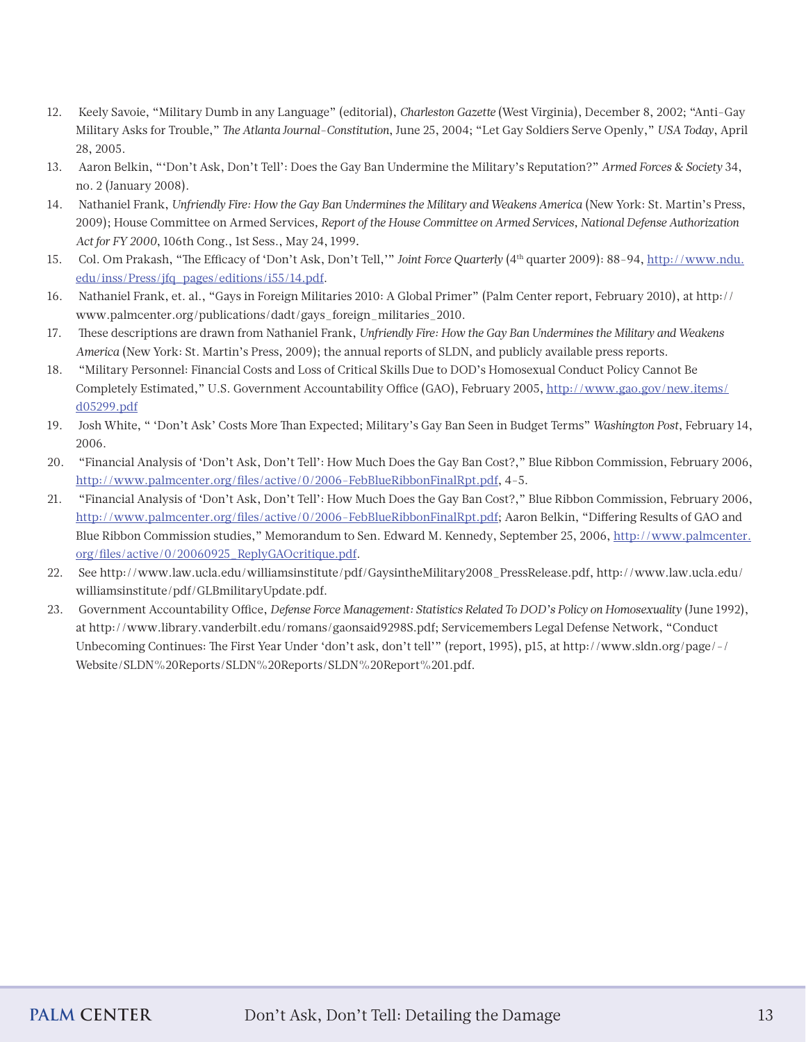12. Keely Savoie, "Military Dumb in any Language" (editorial), *Charleston Gazette* (West Virginia), December 8, 2002; "Anti-Gay Military Asks for Trouble," *The Atlanta Journal-Constitution*, June 25, 2004; "Let Gay Soldiers Serve Openly," *USA Today*, April 28, 2005.
13. Aaron Belkin, "'Don't Ask, Don't Tell': Does the Gay Ban Undermine the Military's Reputation?" *Armed Forces & Society* 34, no. 2 (January 2008).
14. Nathaniel Frank, *Unfriendly Fire: How the Gay Ban Undermines the Military and Weakens America* (New York: St. Martin's Press, 2009); House Committee on Armed Services, *Report of the House Committee on Armed Services, National Defense Authorization Act for FY 2000*, 106th Cong., 1st Sess., May 24, 1999.
15. Col. Om Prakash, "The Efficacy of 'Don't Ask, Don't Tell,'" *Joint Force Quarterly* (4th quarter 2009): 88–94, http://www.ndu.edu/inss/Press/jfq_pages/editions/i55/14.pdf.
16. Nathaniel Frank, et. al., "Gays in Foreign Militaries 2010: A Global Primer" (Palm Center report, February 2010), at http://www.palmcenter.org/publications/dadt/gays_foreign_militaries_2010.
17. These descriptions are drawn from Nathaniel Frank, *Unfriendly Fire: How the Gay Ban Undermines the Military and Weakens America* (New York: St. Martin's Press, 2009); the annual reports of SLDN, and publicly available press reports.
18. "Military Personnel: Financial Costs and Loss of Critical Skills Due to DOD's Homosexual Conduct Policy Cannot Be Completely Estimated," U.S. Government Accountability Office (GAO), February 2005, http://www.gao.gov/new.items/d05299.pdf
19. Josh White, " 'Don't Ask' Costs More Than Expected; Military's Gay Ban Seen in Budget Terms" *Washington Post*, February 14, 2006.
20. "Financial Analysis of 'Don't Ask, Don't Tell': How Much Does the Gay Ban Cost?," Blue Ribbon Commission, February 2006, http://www.palmcenter.org/files/active/0/2006-FebBlueRibbonFinalRpt.pdf, 4-5.
21. "Financial Analysis of 'Don't Ask, Don't Tell': How Much Does the Gay Ban Cost?," Blue Ribbon Commission, February 2006, http://www.palmcenter.org/files/active/0/2006-FebBlueRibbonFinalRpt.pdf; Aaron Belkin, "Differing Results of GAO and Blue Ribbon Commission studies," Memorandum to Sen. Edward M. Kennedy, September 25, 2006, http://www.palmcenter.org/files/active/0/20060925_ReplyGAOcritique.pdf.
22. See http://www.law.ucla.edu/williamsinstitute/pdf/GaysintheMilitary2008_PressRelease.pdf, http://www.law.ucla.edu/williamsinstitute/pdf/GLBmilitaryUpdate.pdf.
23. Government Accountability Office, *Defense Force Management: Statistics Related To DOD's Policy on Homosexuality* (June 1992), at http://www.library.vanderbilt.edu/romans/gaonsaid9298S.pdf; Servicemembers Legal Defense Network, "Conduct Unbecoming Continues: The First Year Under 'don't ask, don't tell'" (report, 1995), p15, at http://www.sldn.org/page/-/Website/SLDN%20Reports/SLDN%20Reports/SLDN%20Report%201.pdf.